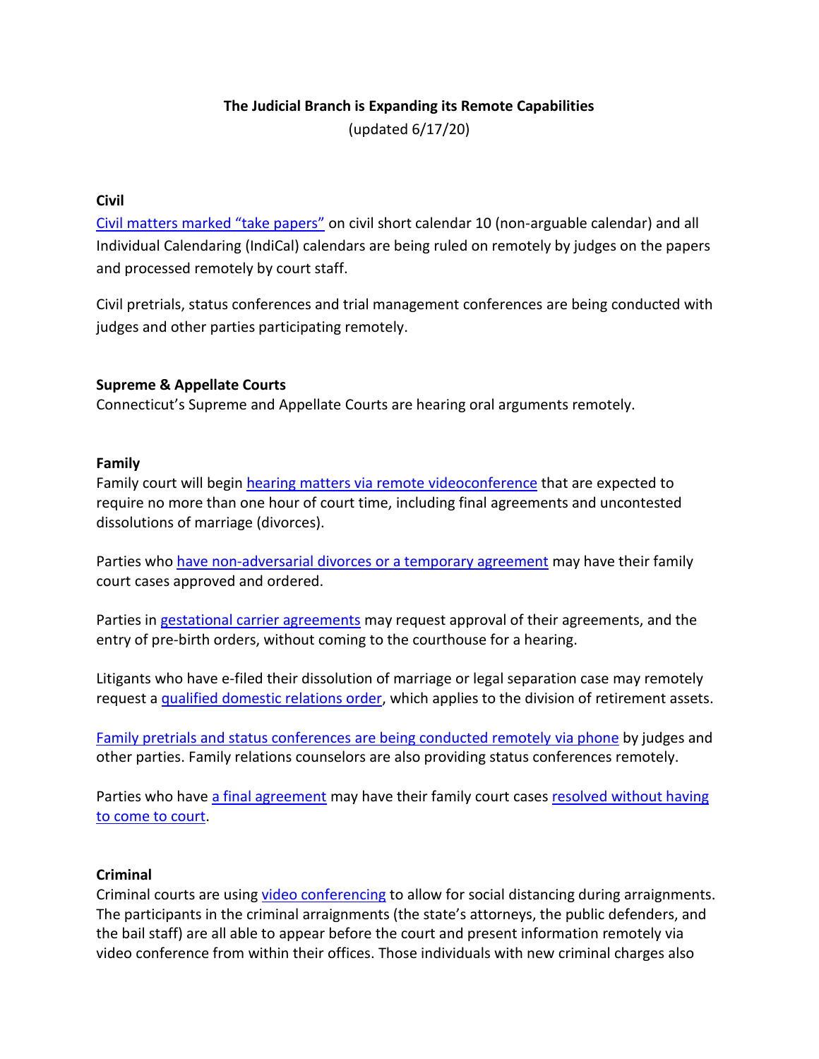**The Judicial Branch is Expanding its Remote Capabilities**

(updated 6/17/20)

**Civil**

Civil matters marked "take papers" on civil short calendar 10 (non-arguable calendar) and all Individual Calendaring (IndiCal) calendars are being ruled on remotely by judges on the papers and processed remotely by court staff.

Civil pretrials, status conferences and trial management conferences are being conducted with judges and other parties participating remotely.

**Supreme & Appellate Courts**

Connecticut's Supreme and Appellate Courts are hearing oral arguments remotely.

**Family**

Family court will begin hearing matters via remote videoconference that are expected to require no more than one hour of court time, including final agreements and uncontested dissolutions of marriage (divorces).

Parties who have non-adversarial divorces or a temporary agreement may have their family court cases approved and ordered.

Parties in gestational carrier agreements may request approval of their agreements, and the entry of pre-birth orders, without coming to the courthouse for a hearing.

Litigants who have e-filed their dissolution of marriage or legal separation case may remotely request a qualified domestic relations order, which applies to the division of retirement assets.

Family pretrials and status conferences are being conducted remotely via phone by judges and other parties. Family relations counselors are also providing status conferences remotely.

Parties who have a final agreement may have their family court cases resolved without having to come to court.

**Criminal**

Criminal courts are using video conferencing to allow for social distancing during arraignments. The participants in the criminal arraignments (the state's attorneys, the public defenders, and the bail staff) are all able to appear before the court and present information remotely via video conference from within their offices. Those individuals with new criminal charges also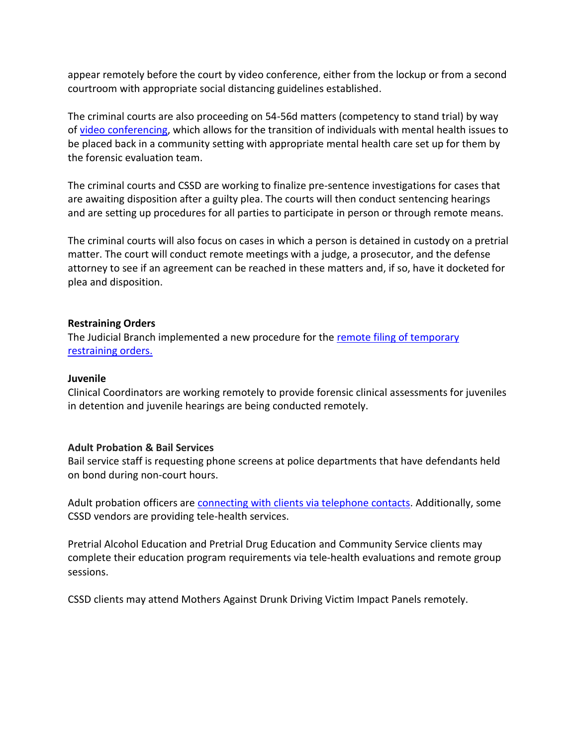appear remotely before the court by video conference, either from the lockup or from a second courtroom with appropriate social distancing guidelines established.

The criminal courts are also proceeding on 54-56d matters (competency to stand trial) by way of video conferencing, which allows for the transition of individuals with mental health issues to be placed back in a community setting with appropriate mental health care set up for them by the forensic evaluation team.

The criminal courts and CSSD are working to finalize pre-sentence investigations for cases that are awaiting disposition after a guilty plea. The courts will then conduct sentencing hearings and are setting up procedures for all parties to participate in person or through remote means.

The criminal courts will also focus on cases in which a person is detained in custody on a pretrial matter. The court will conduct remote meetings with a judge, a prosecutor, and the defense attorney to see if an agreement can be reached in these matters and, if so, have it docketed for plea and disposition.

**Restraining Orders**
The Judicial Branch implemented a new procedure for the remote filing of temporary restraining orders.

**Juvenile**
Clinical Coordinators are working remotely to provide forensic clinical assessments for juveniles in detention and juvenile hearings are being conducted remotely.

**Adult Probation & Bail Services**
Bail service staff is requesting phone screens at police departments that have defendants held on bond during non-court hours.

Adult probation officers are connecting with clients via telephone contacts. Additionally, some CSSD vendors are providing tele-health services.

Pretrial Alcohol Education and Pretrial Drug Education and Community Service clients may complete their education program requirements via tele-health evaluations and remote group sessions.

CSSD clients may attend Mothers Against Drunk Driving Victim Impact Panels remotely.